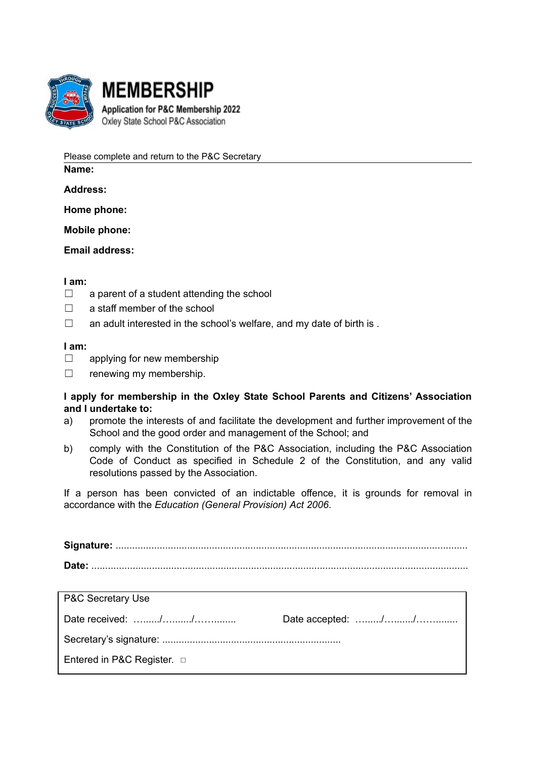# MEMBERSHIP

**Application for P&C Membership 2022**

Oxley State School P&C Association

Please complete and return to the P&C Secretary

**Name:**

**Address:**

**Home phone:**

**Mobile phone:**

**Email address:**

**I am:**

☐ a parent of a student attending the school

☐ a staff member of the school

☐ an adult interested in the school's welfare, and my date of birth is .

**I am:**

☐ applying for new membership

☐ renewing my membership.

**I apply for membership in the Oxley State School Parents and Citizens' Association and I undertake to:**

a) promote the interests of and facilitate the development and further improvement of the School and the good order and management of the School; and

b) comply with the Constitution of the P&C Association, including the P&C Association Code of Conduct as specified in Schedule 2 of the Constitution, and any valid resolutions passed by the Association.

If a person has been convicted of an indictable offence, it is grounds for removal in accordance with the *Education (General Provision) Act 2006*.

**Signature:** ..............................................................................................................................

**Date:** .......................................................................................................................................

| P&C Secretary Use | |
|---|---|
| Date received: …....../…......./…….…..... | Date accepted: …....../…......./…….…..... |
| Secretary's signature: ................................................................ | |
| Entered in P&C Register. ☐ | |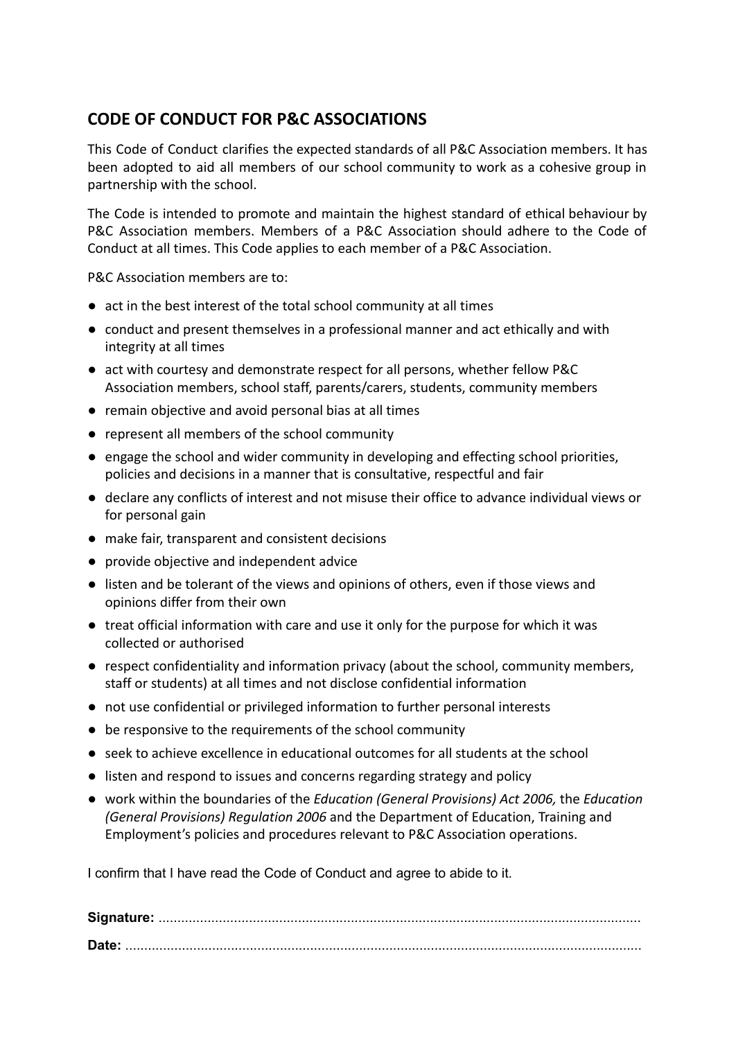## CODE OF CONDUCT FOR P&C ASSOCIATIONS

This Code of Conduct clarifies the expected standards of all P&C Association members. It has been adopted to aid all members of our school community to work as a cohesive group in partnership with the school.

The Code is intended to promote and maintain the highest standard of ethical behaviour by P&C Association members. Members of a P&C Association should adhere to the Code of Conduct at all times. This Code applies to each member of a P&C Association.

P&C Association members are to:

- act in the best interest of the total school community at all times
- conduct and present themselves in a professional manner and act ethically and with integrity at all times
- act with courtesy and demonstrate respect for all persons, whether fellow P&C Association members, school staff, parents/carers, students, community members
- remain objective and avoid personal bias at all times
- represent all members of the school community
- engage the school and wider community in developing and effecting school priorities, policies and decisions in a manner that is consultative, respectful and fair
- declare any conflicts of interest and not misuse their office to advance individual views or for personal gain
- make fair, transparent and consistent decisions
- provide objective and independent advice
- listen and be tolerant of the views and opinions of others, even if those views and opinions differ from their own
- treat official information with care and use it only for the purpose for which it was collected or authorised
- respect confidentiality and information privacy (about the school, community members, staff or students) at all times and not disclose confidential information
- not use confidential or privileged information to further personal interests
- be responsive to the requirements of the school community
- seek to achieve excellence in educational outcomes for all students at the school
- listen and respond to issues and concerns regarding strategy and policy
- work within the boundaries of the *Education (General Provisions) Act 2006,* the *Education (General Provisions) Regulation 2006* and the Department of Education, Training and Employment's policies and procedures relevant to P&C Association operations.

I confirm that I have read the Code of Conduct and agree to abide to it.

**Signature:** ..............................................................................................................................

**Date:** ......................................................................................................................................